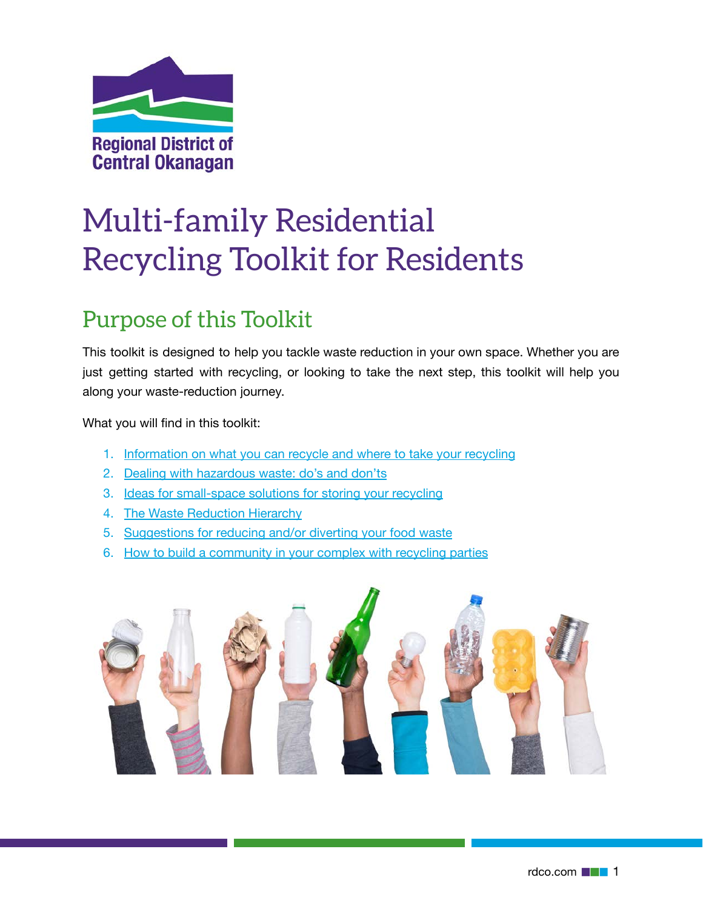Regional District of Central Okanagan

# Multi-family Residential Recycling Toolkit for Residents

## Purpose of this Toolkit

This toolkit is designed to help you tackle waste reduction in your own space. Whether you are just getting started with recycling, or looking to take the next step, this toolkit will help you along your waste-reduction journey.

What you will find in this toolkit:

1. Information on what you can recycle and where to take your recycling
2. Dealing with hazardous waste: do's and don'ts
3. Ideas for small-space solutions for storing your recycling
4. The Waste Reduction Hierarchy
5. Suggestions for reducing and/or diverting your food waste
6. How to build a community in your complex with recycling parties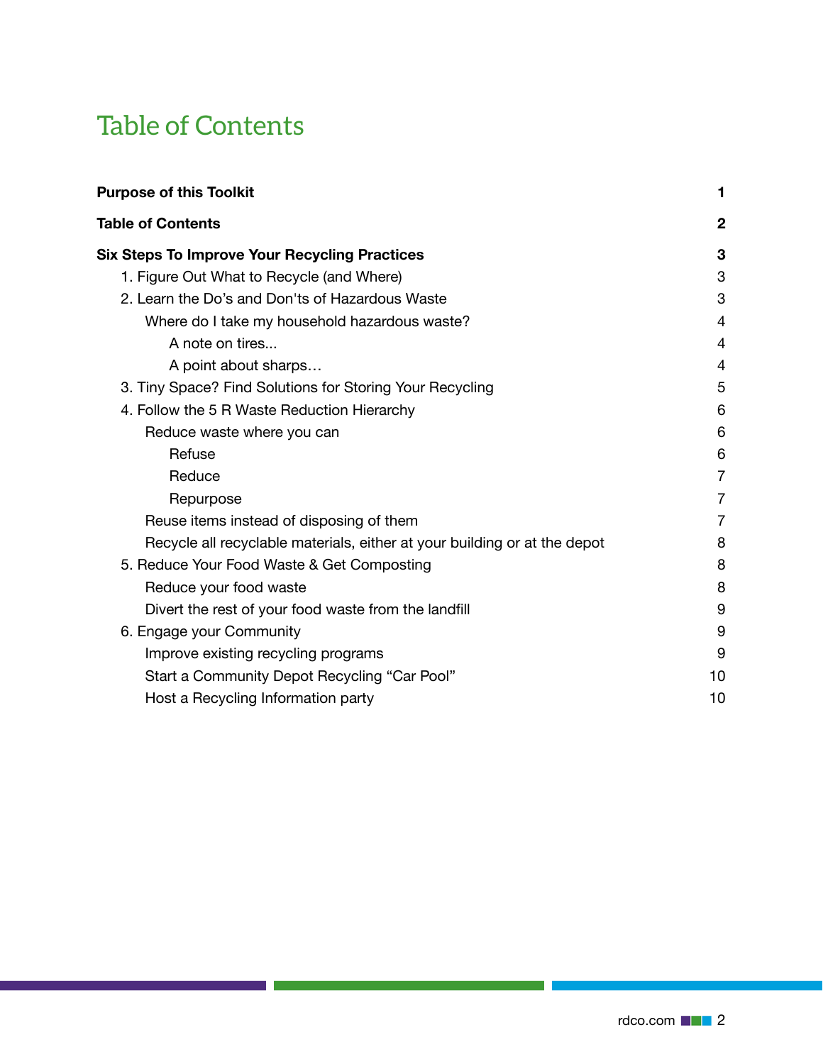# Table of Contents

| | |
|---|---|
| **Purpose of this Toolkit** | **1** |
| **Table of Contents** | **2** |
| **Six Steps To Improve Your Recycling Practices** | **3** |
| 1. Figure Out What to Recycle (and Where) | 3 |
| 2. Learn the Do's and Don'ts of Hazardous Waste | 3 |
| Where do I take my household hazardous waste? | 4 |
| A note on tires... | 4 |
| A point about sharps… | 4 |
| 3. Tiny Space? Find Solutions for Storing Your Recycling | 5 |
| 4. Follow the 5 R Waste Reduction Hierarchy | 6 |
| Reduce waste where you can | 6 |
| Refuse | 6 |
| Reduce | 7 |
| Repurpose | 7 |
| Reuse items instead of disposing of them | 7 |
| Recycle all recyclable materials, either at your building or at the depot | 8 |
| 5. Reduce Your Food Waste & Get Composting | 8 |
| Reduce your food waste | 8 |
| Divert the rest of your food waste from the landfill | 9 |
| 6. Engage your Community | 9 |
| Improve existing recycling programs | 9 |
| Start a Community Depot Recycling "Car Pool" | 10 |
| Host a Recycling Information party | 10 |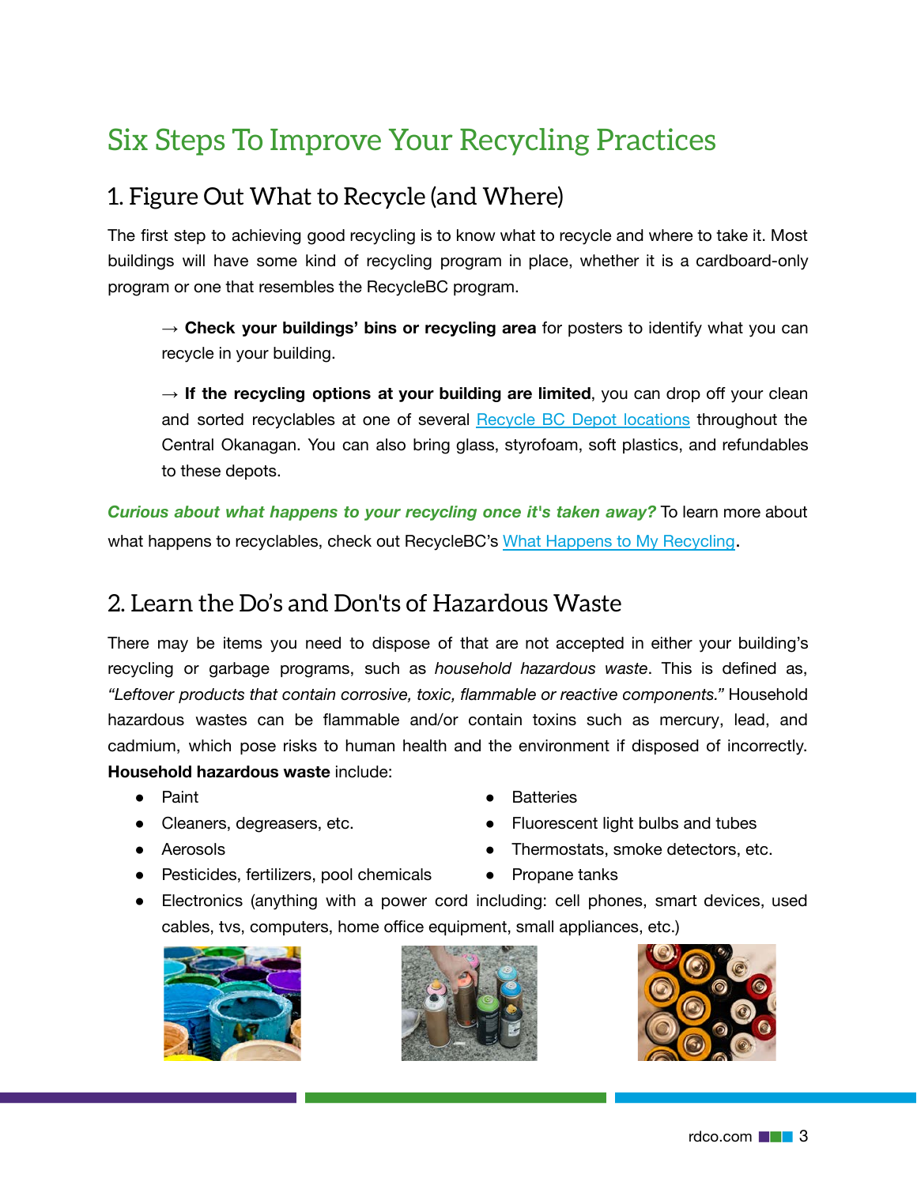# Six Steps To Improve Your Recycling Practices

## 1. Figure Out What to Recycle (and Where)

The first step to achieving good recycling is to know what to recycle and where to take it. Most buildings will have some kind of recycling program in place, whether it is a cardboard-only program or one that resembles the RecycleBC program.

→ **Check your buildings' bins or recycling area** for posters to identify what you can recycle in your building.

→ **If the recycling options at your building are limited**, you can drop off your clean and sorted recyclables at one of several Recycle BC Depot locations throughout the Central Okanagan. You can also bring glass, styrofoam, soft plastics, and refundables to these depots.

***Curious about what happens to your recycling once it's taken away?*** To learn more about what happens to recyclables, check out RecycleBC's What Happens to My Recycling.

## 2. Learn the Do's and Don'ts of Hazardous Waste

There may be items you need to dispose of that are not accepted in either your building's recycling or garbage programs, such as *household hazardous waste*. This is defined as, *"Leftover products that contain corrosive, toxic, flammable or reactive components."* Household hazardous wastes can be flammable and/or contain toxins such as mercury, lead, and cadmium, which pose risks to human health and the environment if disposed of incorrectly. **Household hazardous waste** include:

- Paint
- Cleaners, degreasers, etc.
- Aerosols
- Pesticides, fertilizers, pool chemicals
- Batteries
- Fluorescent light bulbs and tubes
- Thermostats, smoke detectors, etc.
- Propane tanks
- Electronics (anything with a power cord including: cell phones, smart devices, used cables, tvs, computers, home office equipment, small appliances, etc.)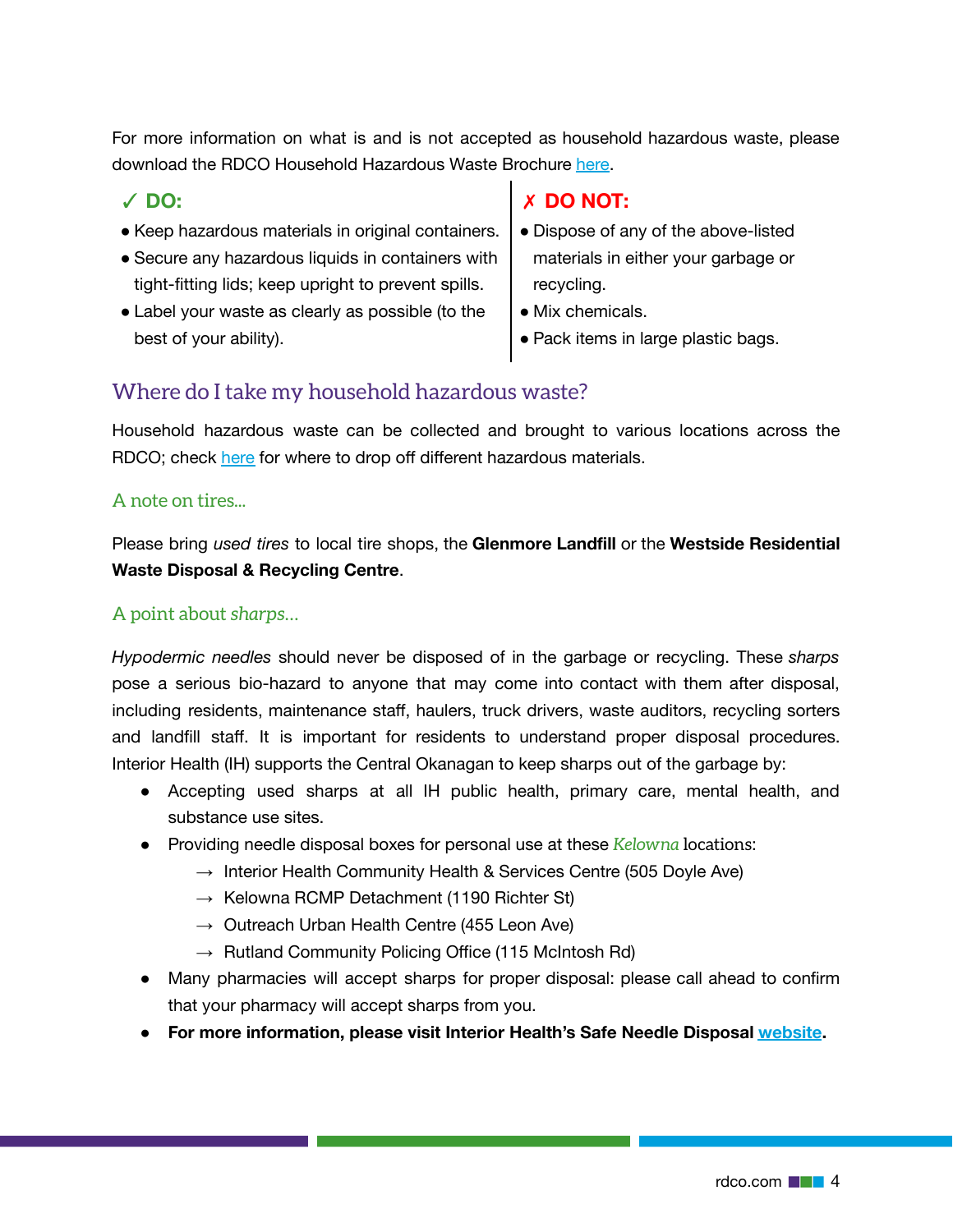For more information on what is and is not accepted as household hazardous waste, please download the RDCO Household Hazardous Waste Brochure here.

**✓ DO:**

- Keep hazardous materials in original containers.
- Secure any hazardous liquids in containers with tight-fitting lids; keep upright to prevent spills.
- Label your waste as clearly as possible (to the best of your ability).

**✗ DO NOT:**

- Dispose of any of the above-listed materials in either your garbage or recycling.
- Mix chemicals.
- Pack items in large plastic bags.

## Where do I take my household hazardous waste?

Household hazardous waste can be collected and brought to various locations across the RDCO; check here for where to drop off different hazardous materials.

### A note on tires...

Please bring *used tires* to local tire shops, the **Glenmore Landfill** or the **Westside Residential Waste Disposal & Recycling Centre**.

### A point about *sharps*...

*Hypodermic needles* should never be disposed of in the garbage or recycling. These *sharps* pose a serious bio-hazard to anyone that may come into contact with them after disposal, including residents, maintenance staff, haulers, truck drivers, waste auditors, recycling sorters and landfill staff. It is important for residents to understand proper disposal procedures. Interior Health (IH) supports the Central Okanagan to keep sharps out of the garbage by:

- Accepting used sharps at all IH public health, primary care, mental health, and substance use sites.
- Providing needle disposal boxes for personal use at these *Kelowna* locations:
  - → Interior Health Community Health & Services Centre (505 Doyle Ave)
  - → Kelowna RCMP Detachment (1190 Richter St)
  - → Outreach Urban Health Centre (455 Leon Ave)
  - → Rutland Community Policing Office (115 McIntosh Rd)
- Many pharmacies will accept sharps for proper disposal: please call ahead to confirm that your pharmacy will accept sharps from you.
- **For more information, please visit Interior Health's Safe Needle Disposal website.**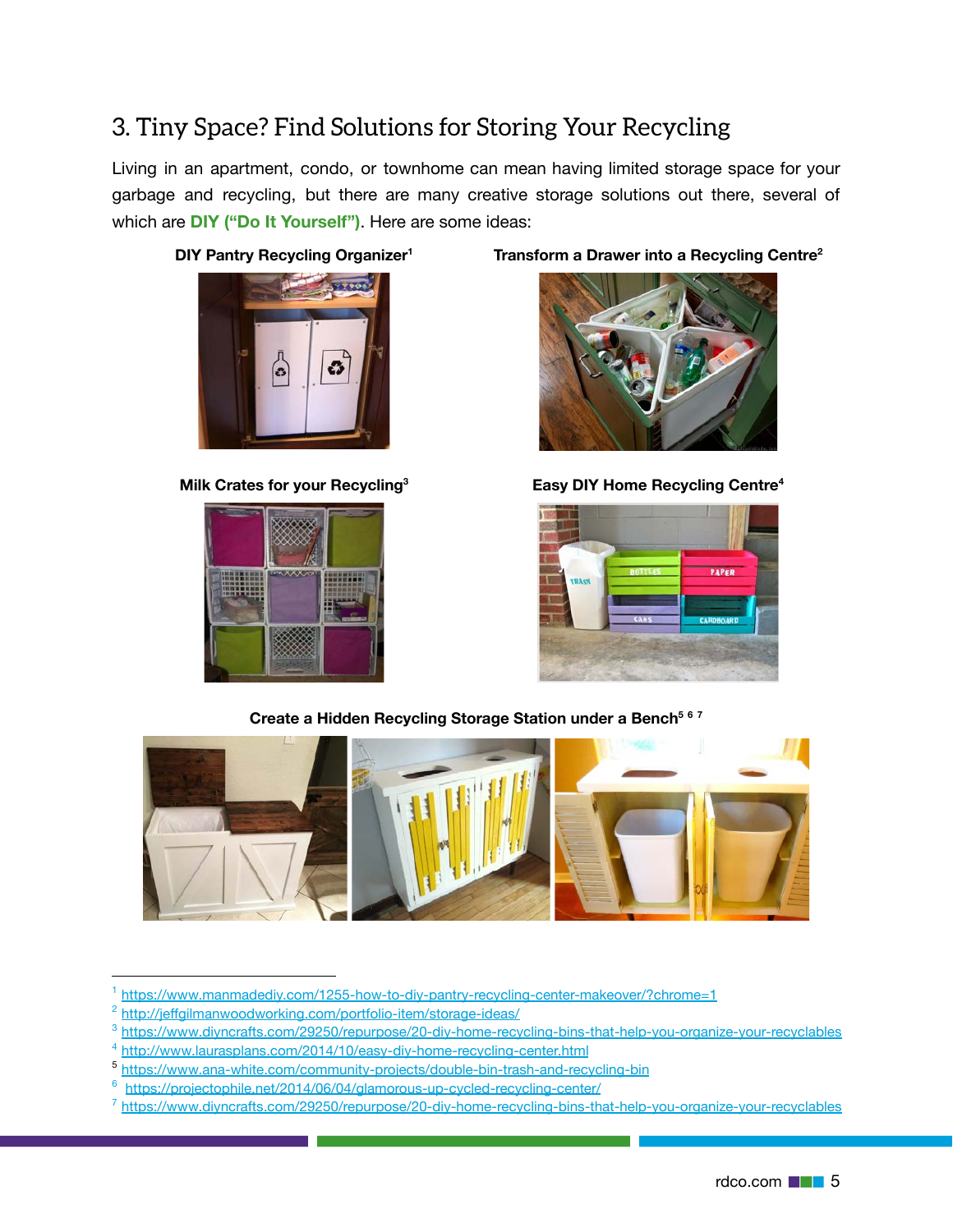## 3. Tiny Space? Find Solutions for Storing Your Recycling

Living in an apartment, condo, or townhome can mean having limited storage space for your garbage and recycling, but there are many creative storage solutions out there, several of which are **DIY ("Do It Yourself")**. Here are some ideas:

**DIY Pantry Recycling Organizer**[1]

**Transform a Drawer into a Recycling Centre**[2]

**Milk Crates for your Recycling**[3]

**Easy DIY Home Recycling Centre**[4]

**Create a Hidden Recycling Storage Station under a Bench**[5 6 7]

---

[1] https://www.manmadediy.com/1255-how-to-diy-pantry-recycling-center-makeover/?chrome=1
[2] http://jeffgilmanwoodworking.com/portfolio-item/storage-ideas/
[3] https://www.diyncrafts.com/29250/repurpose/20-diy-home-recycling-bins-that-help-you-organize-your-recyclables
[4] http://www.laurasplans.com/2014/10/easy-diy-home-recycling-center.html
[5] https://www.ana-white.com/community-projects/double-bin-trash-and-recycling-bin
[6] https://projectophile.net/2014/06/04/glamorous-up-cycled-recycling-center/
[7] https://www.diyncrafts.com/29250/repurpose/20-diy-home-recycling-bins-that-help-you-organize-your-recyclables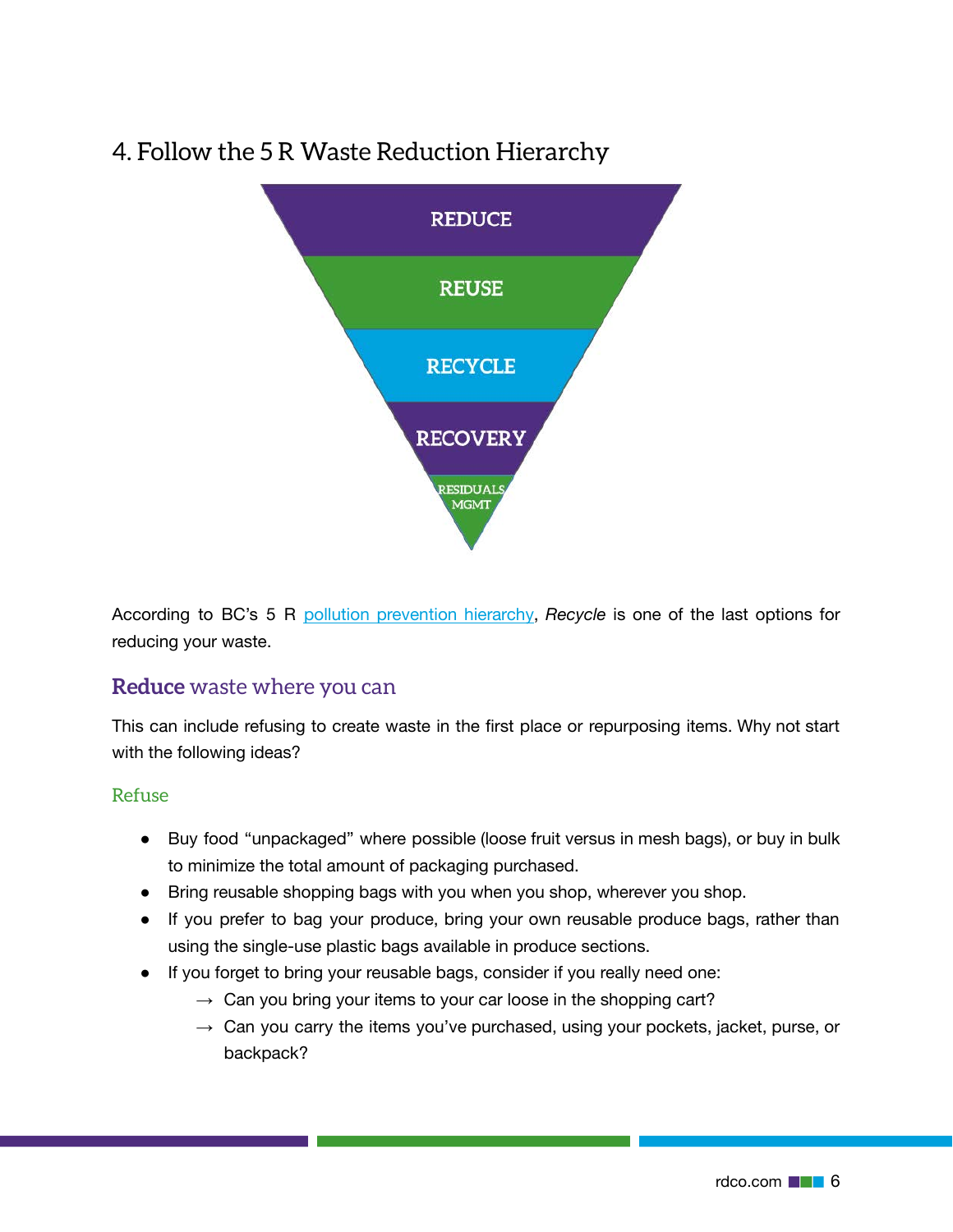## 4. Follow the 5 R Waste Reduction Hierarchy

REDUCE

REUSE

RECYCLE

RECOVERY

RESIDUALS MGMT

According to BC's 5 R pollution prevention hierarchy, *Recycle* is one of the last options for reducing your waste.

### **Reduce** waste where you can

This can include refusing to create waste in the first place or repurposing items. Why not start with the following ideas?

#### Refuse

- Buy food "unpackaged" where possible (loose fruit versus in mesh bags), or buy in bulk to minimize the total amount of packaging purchased.
- Bring reusable shopping bags with you when you shop, wherever you shop.
- If you prefer to bag your produce, bring your own reusable produce bags, rather than using the single-use plastic bags available in produce sections.
- If you forget to bring your reusable bags, consider if you really need one:
  - → Can you bring your items to your car loose in the shopping cart?
  - → Can you carry the items you've purchased, using your pockets, jacket, purse, or backpack?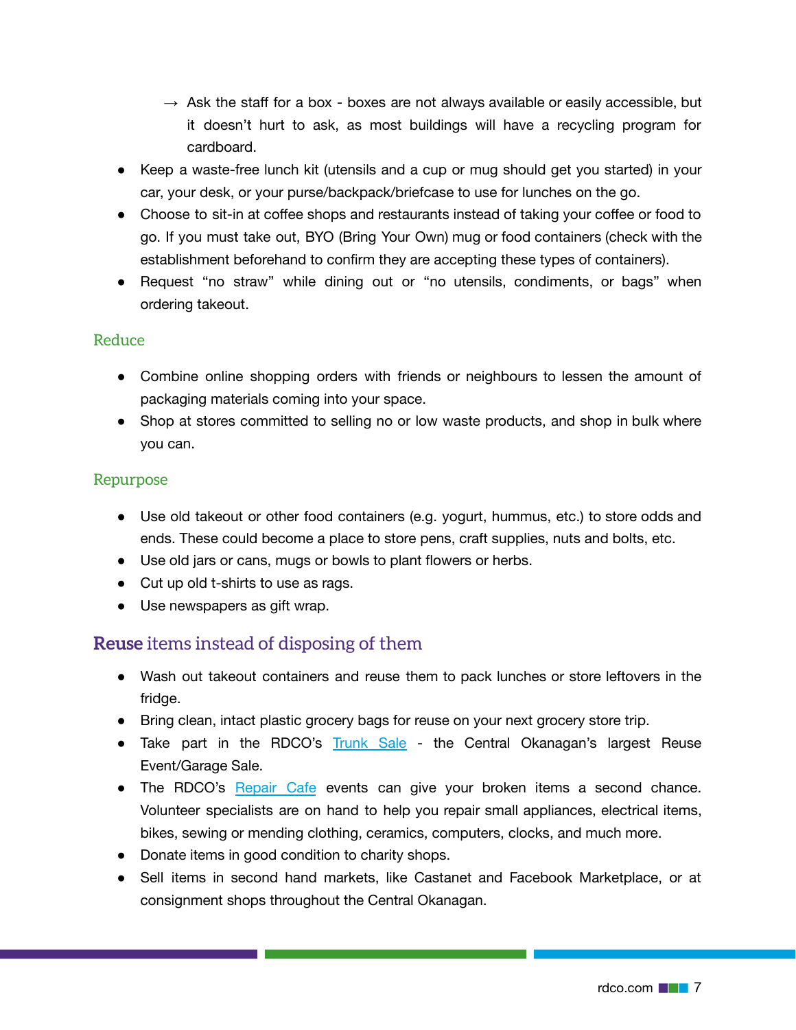- → Ask the staff for a box - boxes are not always available or easily accessible, but it doesn't hurt to ask, as most buildings will have a recycling program for cardboard.
- Keep a waste-free lunch kit (utensils and a cup or mug should get you started) in your car, your desk, or your purse/backpack/briefcase to use for lunches on the go.
- Choose to sit-in at coffee shops and restaurants instead of taking your coffee or food to go. If you must take out, BYO (Bring Your Own) mug or food containers (check with the establishment beforehand to confirm they are accepting these types of containers).
- Request "no straw" while dining out or "no utensils, condiments, or bags" when ordering takeout.

### Reduce

- Combine online shopping orders with friends or neighbours to lessen the amount of packaging materials coming into your space.
- Shop at stores committed to selling no or low waste products, and shop in bulk where you can.

### Repurpose

- Use old takeout or other food containers (e.g. yogurt, hummus, etc.) to store odds and ends. These could become a place to store pens, craft supplies, nuts and bolts, etc.
- Use old jars or cans, mugs or bowls to plant flowers or herbs.
- Cut up old t-shirts to use as rags.
- Use newspapers as gift wrap.

## **Reuse** items instead of disposing of them

- Wash out takeout containers and reuse them to pack lunches or store leftovers in the fridge.
- Bring clean, intact plastic grocery bags for reuse on your next grocery store trip.
- Take part in the RDCO's Trunk Sale - the Central Okanagan's largest Reuse Event/Garage Sale.
- The RDCO's Repair Cafe events can give your broken items a second chance. Volunteer specialists are on hand to help you repair small appliances, electrical items, bikes, sewing or mending clothing, ceramics, computers, clocks, and much more.
- Donate items in good condition to charity shops.
- Sell items in second hand markets, like Castanet and Facebook Marketplace, or at consignment shops throughout the Central Okanagan.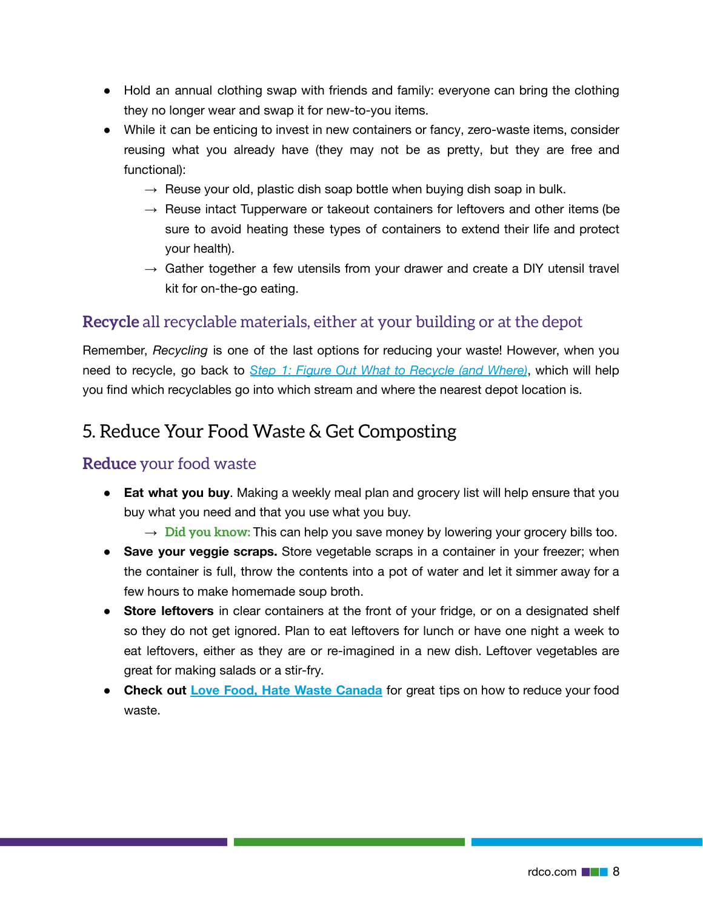- Hold an annual clothing swap with friends and family: everyone can bring the clothing they no longer wear and swap it for new-to-you items.
- While it can be enticing to invest in new containers or fancy, zero-waste items, consider reusing what you already have (they may not be as pretty, but they are free and functional):
  - → Reuse your old, plastic dish soap bottle when buying dish soap in bulk.
  - → Reuse intact Tupperware or takeout containers for leftovers and other items (be sure to avoid heating these types of containers to extend their life and protect your health).
  - → Gather together a few utensils from your drawer and create a DIY utensil travel kit for on-the-go eating.

### **Recycle** all recyclable materials, either at your building or at the depot

Remember, *Recycling* is one of the last options for reducing your waste! However, when you need to recycle, go back to *Step 1: Figure Out What to Recycle (and Where)*, which will help you find which recyclables go into which stream and where the nearest depot location is.

## 5. Reduce Your Food Waste & Get Composting

### **Reduce** your food waste

- **Eat what you buy**. Making a weekly meal plan and grocery list will help ensure that you buy what you need and that you use what you buy.
  - → **Did you know:** This can help you save money by lowering your grocery bills too.
- **Save your veggie scraps.** Store vegetable scraps in a container in your freezer; when the container is full, throw the contents into a pot of water and let it simmer away for a few hours to make homemade soup broth.
- **Store leftovers** in clear containers at the front of your fridge, or on a designated shelf so they do not get ignored. Plan to eat leftovers for lunch or have one night a week to eat leftovers, either as they are or re-imagined in a new dish. Leftover vegetables are great for making salads or a stir-fry.
- **Check out Love Food, Hate Waste Canada** for great tips on how to reduce your food waste.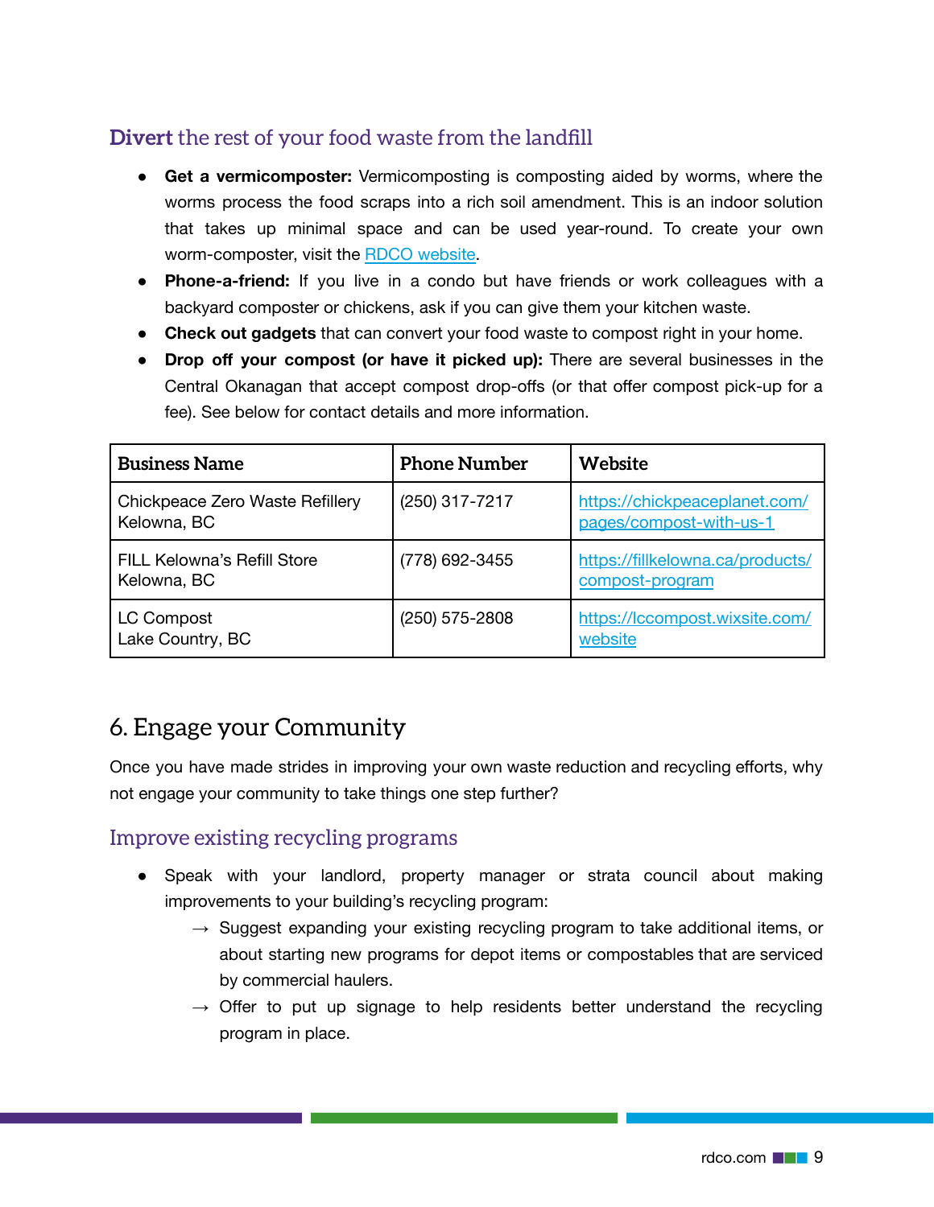### **Divert** the rest of your food waste from the landfill

- **Get a vermicomposter:** Vermicomposting is composting aided by worms, where the worms process the food scraps into a rich soil amendment. This is an indoor solution that takes up minimal space and can be used year-round. To create your own worm-composter, visit the RDCO website.
- **Phone-a-friend:** If you live in a condo but have friends or work colleagues with a backyard composter or chickens, ask if you can give them your kitchen waste.
- **Check out gadgets** that can convert your food waste to compost right in your home.
- **Drop off your compost (or have it picked up):** There are several businesses in the Central Okanagan that accept compost drop-offs (or that offer compost pick-up for a fee). See below for contact details and more information.

| Business Name | Phone Number | Website |
|---|---|---|
| Chickpeace Zero Waste Refillery<br>Kelowna, BC | (250) 317-7217 | https://chickpeaceplanet.com/pages/compost-with-us-1 |
| FILL Kelowna's Refill Store<br>Kelowna, BC | (778) 692-3455 | https://fillkelowna.ca/products/compost-program |
| LC Compost<br>Lake Country, BC | (250) 575-2808 | https://lccompost.wixsite.com/website |

## 6. Engage your Community

Once you have made strides in improving your own waste reduction and recycling efforts, why not engage your community to take things one step further?

### Improve existing recycling programs

- Speak with your landlord, property manager or strata council about making improvements to your building's recycling program:
  - → Suggest expanding your existing recycling program to take additional items, or about starting new programs for depot items or compostables that are serviced by commercial haulers.
  - → Offer to put up signage to help residents better understand the recycling program in place.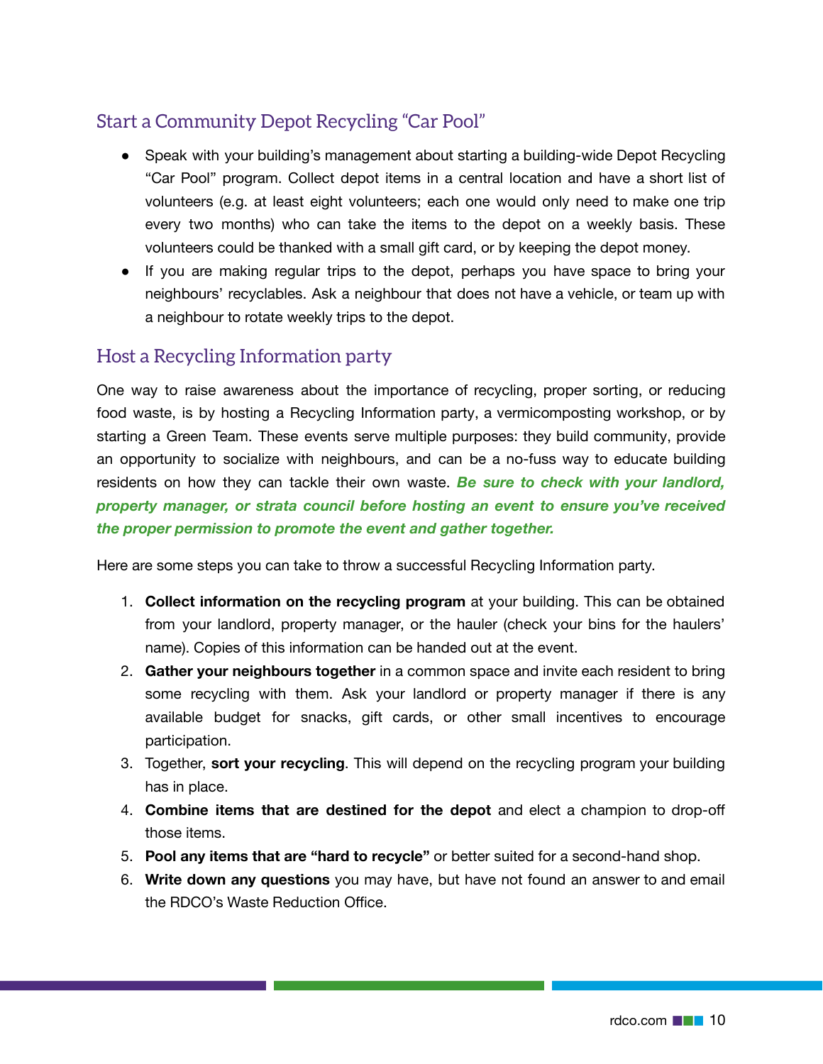## Start a Community Depot Recycling "Car Pool"

- Speak with your building's management about starting a building-wide Depot Recycling "Car Pool" program. Collect depot items in a central location and have a short list of volunteers (e.g. at least eight volunteers; each one would only need to make one trip every two months) who can take the items to the depot on a weekly basis. These volunteers could be thanked with a small gift card, or by keeping the depot money.
- If you are making regular trips to the depot, perhaps you have space to bring your neighbours' recyclables. Ask a neighbour that does not have a vehicle, or team up with a neighbour to rotate weekly trips to the depot.

## Host a Recycling Information party

One way to raise awareness about the importance of recycling, proper sorting, or reducing food waste, is by hosting a Recycling Information party, a vermicomposting workshop, or by starting a Green Team. These events serve multiple purposes: they build community, provide an opportunity to socialize with neighbours, and can be a no-fuss way to educate building residents on how they can tackle their own waste. ***Be sure to check with your landlord, property manager, or strata council before hosting an event to ensure you've received the proper permission to promote the event and gather together.***

Here are some steps you can take to throw a successful Recycling Information party.

1. **Collect information on the recycling program** at your building. This can be obtained from your landlord, property manager, or the hauler (check your bins for the haulers' name). Copies of this information can be handed out at the event.
2. **Gather your neighbours together** in a common space and invite each resident to bring some recycling with them. Ask your landlord or property manager if there is any available budget for snacks, gift cards, or other small incentives to encourage participation.
3. Together, **sort your recycling**. This will depend on the recycling program your building has in place.
4. **Combine items that are destined for the depot** and elect a champion to drop-off those items.
5. **Pool any items that are "hard to recycle"** or better suited for a second-hand shop.
6. **Write down any questions** you may have, but have not found an answer to and email the RDCO's Waste Reduction Office.